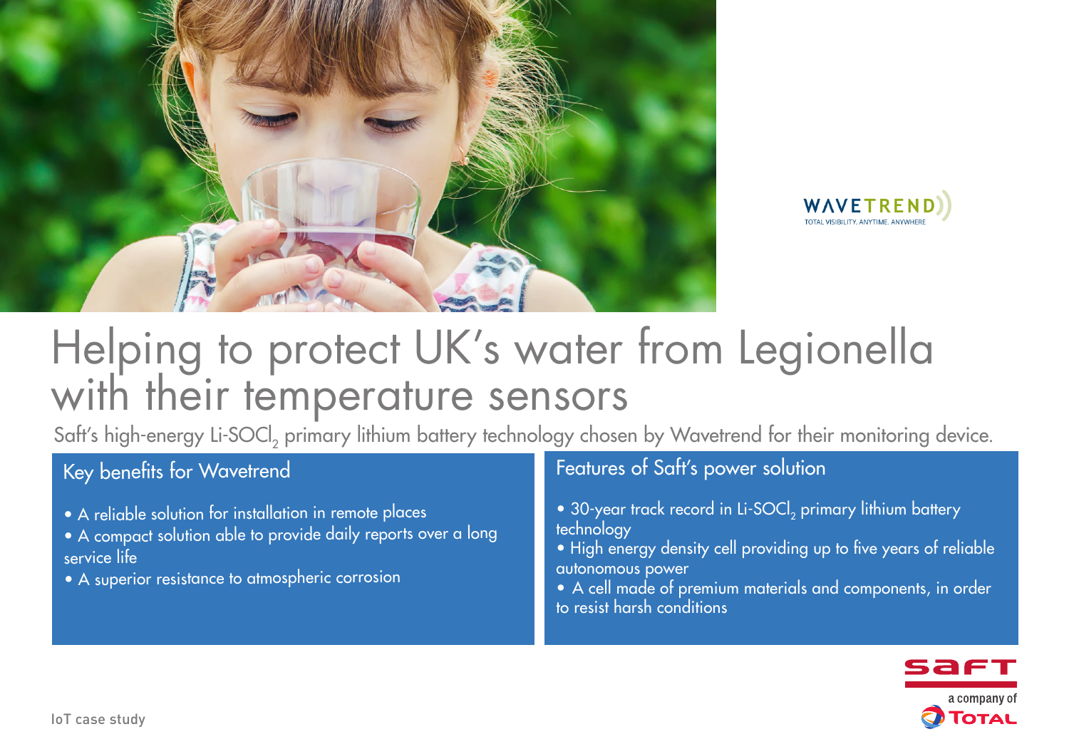WAVETREND

TOTAL VISIBILITY. ANYTIME. ANYWHERE

# Helping to protect UK's water from Legionella with their temperature sensors

Saft's high-energy Li-$SOCl_2$ primary lithium battery technology chosen by Wavetrend for their monitoring device.

## Key benefits for Wavetrend

- A reliable solution for installation in remote places
- A compact solution able to provide daily reports over a long service life
- A superior resistance to atmospheric corrosion

## Features of Saft's power solution

- 30-year track record in Li-$SOCl_2$ primary lithium battery technology
- High energy density cell providing up to five years of reliable autonomous power
- A cell made of premium materials and components, in order to resist harsh conditions

saft

a company of TOTAL

IoT case study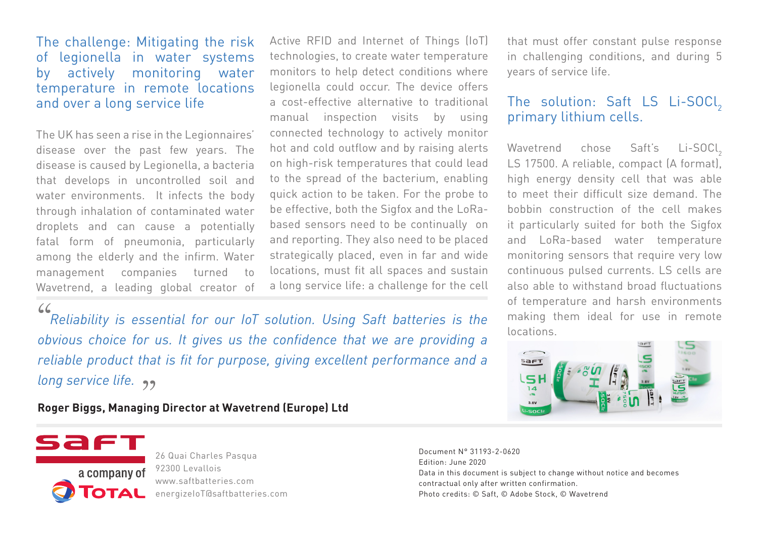## The challenge: Mitigating the risk of legionella in water systems by actively monitoring water temperature in remote locations and over a long service life

The UK has seen a rise in the Legionnaires' disease over the past few years. The disease is caused by Legionella, a bacteria that develops in uncontrolled soil and water environments. It infects the body through inhalation of contaminated water droplets and can cause a potentially fatal form of pneumonia, particularly among the elderly and the infirm. Water management companies turned to Wavetrend, a leading global creator of Active RFID and Internet of Things (IoT) technologies, to create water temperature monitors to help detect conditions where legionella could occur. The device offers a cost-effective alternative to traditional manual inspection visits by using connected technology to actively monitor hot and cold outflow and by raising alerts on high-risk temperatures that could lead to the spread of the bacterium, enabling quick action to be taken. For the probe to be effective, both the Sigfox and the LoRa-based sensors need to be continually on and reporting. They also need to be placed strategically placed, even in far and wide locations, must fit all spaces and sustain a long service life: a challenge for the cell that must offer constant pulse response in challenging conditions, and during 5 years of service life.

*"Reliability is essential for our IoT solution. Using Saft batteries is the obvious choice for us. It gives us the confidence that we are providing a reliable product that is fit for purpose, giving excellent performance and a long service life."*

**Roger Biggs, Managing Director at Wavetrend (Europe) Ltd**

## The solution: Saft LS Li-$SOCl_2$ primary lithium cells.

Wavetrend chose Saft's Li-$SOCl_2$ LS 17500. A reliable, compact (A format), high energy density cell that was able to meet their difficult size demand. The bobbin construction of the cell makes it particularly suited for both the Sigfox and LoRa-based water temperature monitoring sensors that require very low continuous pulsed currents. LS cells are also able to withstand broad fluctuations of temperature and harsh environments making them ideal for use in remote locations.

Saft
a company of TOTAL

26 Quai Charles Pasqua
92300 Levallois
www.saftbatteries.com
energizeIoT@saftbatteries.com

Document N° 31193-2-0620
Edition: June 2020
Data in this document is subject to change without notice and becomes contractual only after written confirmation.
Photo credits: © Saft, © Adobe Stock, © Wavetrend